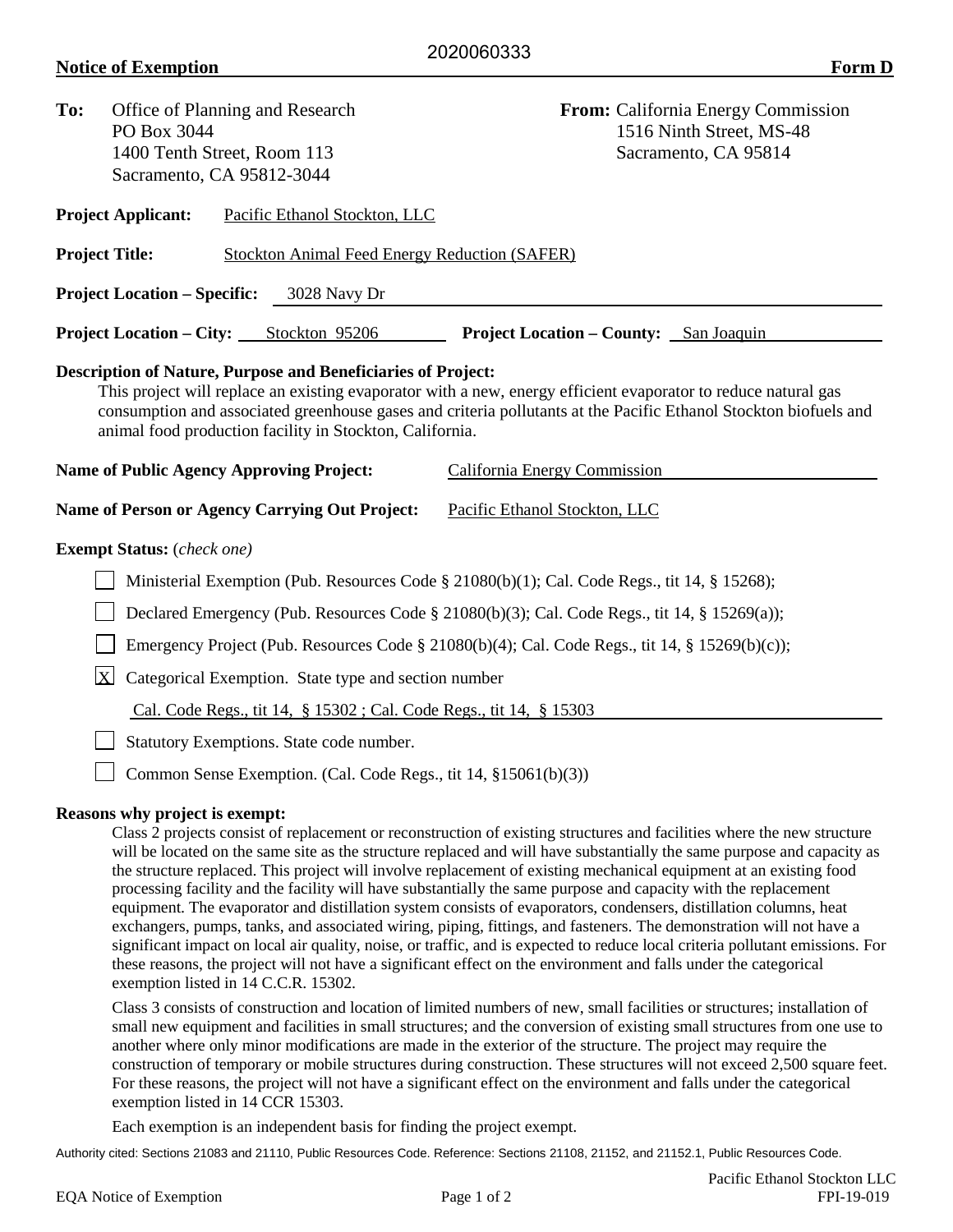2020060333

**Notice of Exemption** **Form D**

**To:** Office of Planning and Research
PO Box 3044
1400 Tenth Street, Room 113
Sacramento, CA 95812-3044

**From:** California Energy Commission
1516 Ninth Street, MS-48
Sacramento, CA 95814

**Project Applicant:** Pacific Ethanol Stockton, LLC

**Project Title:** Stockton Animal Feed Energy Reduction (SAFER)

**Project Location – Specific:** 3028 Navy Dr

**Project Location – City:** Stockton 95206 **Project Location – County:** San Joaquin

**Description of Nature, Purpose and Beneficiaries of Project:**

This project will replace an existing evaporator with a new, energy efficient evaporator to reduce natural gas consumption and associated greenhouse gases and criteria pollutants at the Pacific Ethanol Stockton biofuels and animal food production facility in Stockton, California.

**Name of Public Agency Approving Project:** California Energy Commission

**Name of Person or Agency Carrying Out Project:** Pacific Ethanol Stockton, LLC

**Exempt Status:** (*check one*)

- [ ] Ministerial Exemption (Pub. Resources Code § 21080(b)(1); Cal. Code Regs., tit 14, § 15268);
- [ ] Declared Emergency (Pub. Resources Code § 21080(b)(3); Cal. Code Regs., tit 14, § 15269(a));
- [ ] Emergency Project (Pub. Resources Code § 21080(b)(4); Cal. Code Regs., tit 14, § 15269(b)(c));
- [X] Categorical Exemption. State type and section number
  Cal. Code Regs., tit 14, § 15302 ; Cal. Code Regs., tit 14, § 15303
- [ ] Statutory Exemptions. State code number.
- [ ] Common Sense Exemption. (Cal. Code Regs., tit 14, §15061(b)(3))

**Reasons why project is exempt:**

Class 2 projects consist of replacement or reconstruction of existing structures and facilities where the new structure will be located on the same site as the structure replaced and will have substantially the same purpose and capacity as the structure replaced. This project will involve replacement of existing mechanical equipment at an existing food processing facility and the facility will have substantially the same purpose and capacity with the replacement equipment. The evaporator and distillation system consists of evaporators, condensers, distillation columns, heat exchangers, pumps, tanks, and associated wiring, piping, fittings, and fasteners. The demonstration will not have a significant impact on local air quality, noise, or traffic, and is expected to reduce local criteria pollutant emissions. For these reasons, the project will not have a significant effect on the environment and falls under the categorical exemption listed in 14 C.C.R. 15302.

Class 3 consists of construction and location of limited numbers of new, small facilities or structures; installation of small new equipment and facilities in small structures; and the conversion of existing small structures from one use to another where only minor modifications are made in the exterior of the structure. The project may require the construction of temporary or mobile structures during construction. These structures will not exceed 2,500 square feet. For these reasons, the project will not have a significant effect on the environment and falls under the categorical exemption listed in 14 CCR 15303.

Each exemption is an independent basis for finding the project exempt.

Authority cited: Sections 21083 and 21110, Public Resources Code. Reference: Sections 21108, 21152, and 21152.1, Public Resources Code.

EQA Notice of Exemption

Pacific Ethanol Stockton LLC
FPI-19-019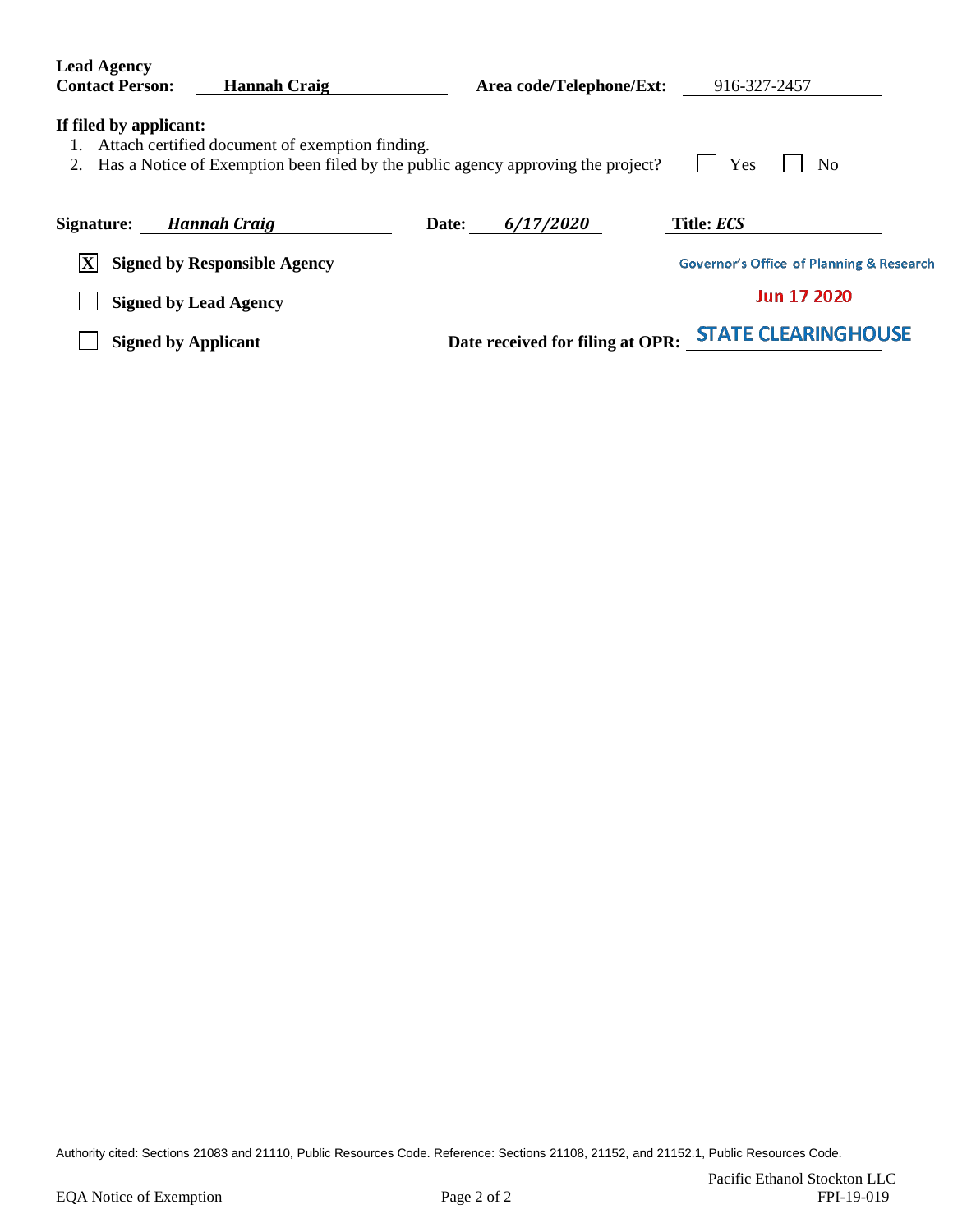**Lead Agency**
**Contact Person:** **Hannah Craig** **Area code/Telephone/Ext:** 916-327-2457

**If filed by applicant:**

1. Attach certified document of exemption finding.
2. Has a Notice of Exemption been filed by the public agency approving the project? ☐ Yes ☐ No

**Signature:** ***Hannah Craig*** **Date:** ***6/17/2020*** **Title:** ***ECS***

☒ **Signed by Responsible Agency**

☐ **Signed by Lead Agency**

☐ **Signed by Applicant**

**Date received for filing at OPR:** Governor's Office of Planning & Research Jun 17 2020 STATE CLEARINGHOUSE

Authority cited: Sections 21083 and 21110, Public Resources Code. Reference: Sections 21108, 21152, and 21152.1, Public Resources Code.

EQA Notice of Exemption

Pacific Ethanol Stockton LLC
FPI-19-019